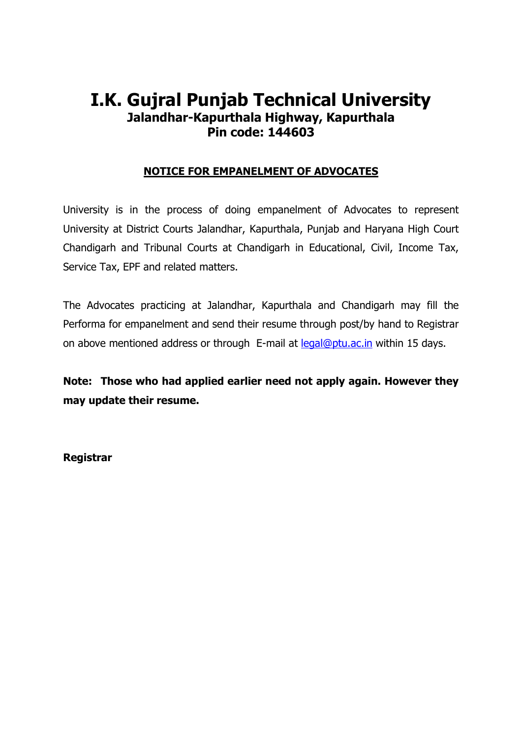# I.K. Gujral Punjab Technical University

## Jalandhar-Kapurthala Highway, Kapurthala

## Pin code: 144603

**NOTICE FOR EMPANELMENT OF ADVOCATES**

University is in the process of doing empanelment of Advocates to represent University at District Courts Jalandhar, Kapurthala, Punjab and Haryana High Court Chandigarh and Tribunal Courts at Chandigarh in Educational, Civil, Income Tax, Service Tax, EPF and related matters.

The Advocates practicing at Jalandhar, Kapurthala and Chandigarh may fill the Performa for empanelment and send their resume through post/by hand to Registrar on above mentioned address or through E-mail at legal@ptu.ac.in within 15 days.

**Note: Those who had applied earlier need not apply again. However they may update their resume.**

**Registrar**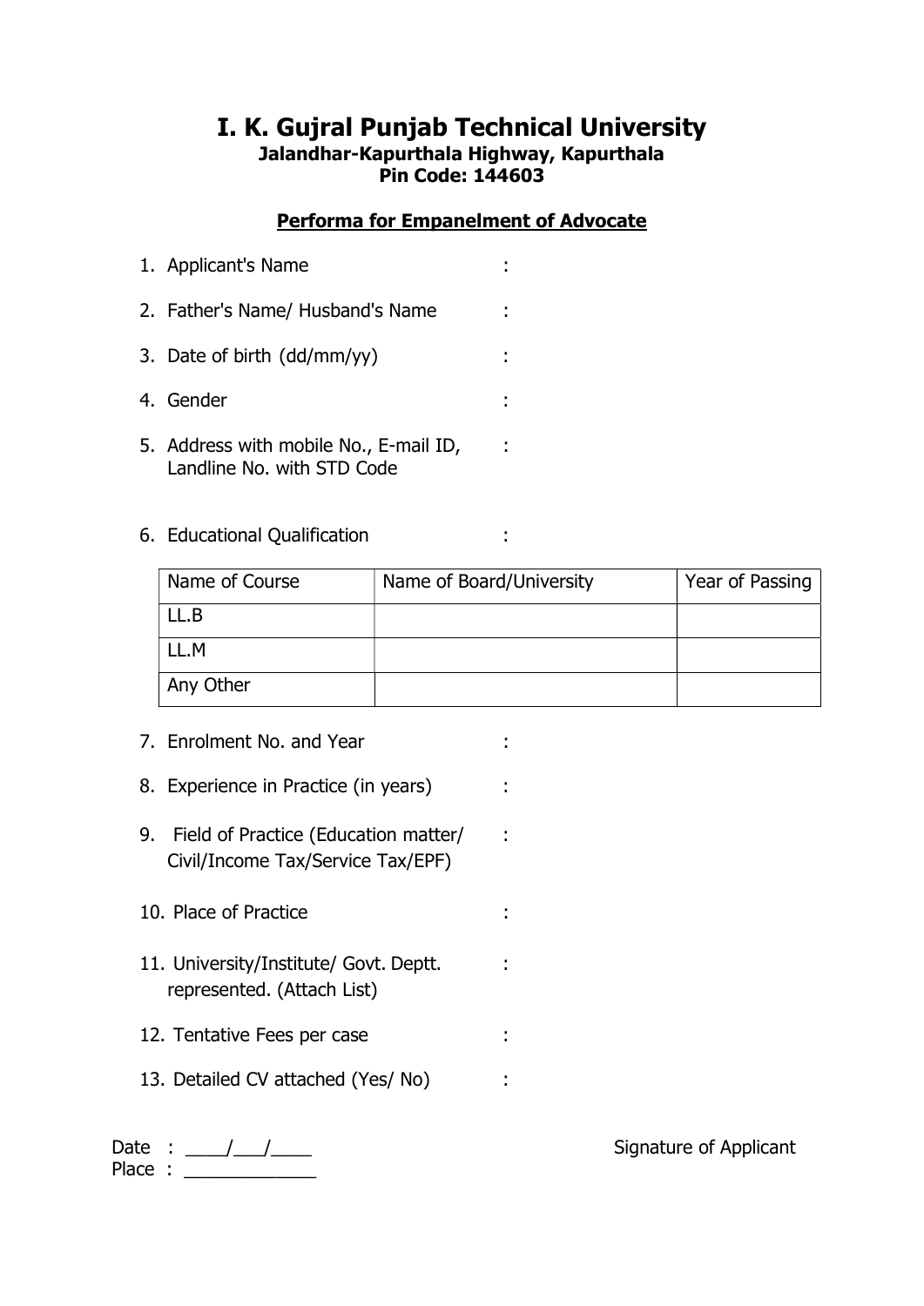# I. K. Gujral Punjab Technical University

**Jalandhar-Kapurthala Highway, Kapurthala**
**Pin Code: 144603**

## Performa for Empanelment of Advocate

1. Applicant's Name :
2. Father's Name/ Husband's Name :
3. Date of birth (dd/mm/yy) :
4. Gender :
5. Address with mobile No., E-mail ID, Landline No. with STD Code :
6. Educational Qualification :

| Name of Course | Name of Board/University | Year of Passing |
|---|---|---|
| LL.B | | |
| LL.M | | |
| Any Other | | |

7. Enrolment No. and Year :
8. Experience in Practice (in years) :
9. Field of Practice (Education matter/ Civil/Income Tax/Service Tax/EPF) :
10. Place of Practice :
11. University/Institute/ Govt. Deptt. represented. (Attach List) :
12. Tentative Fees per case :
13. Detailed CV attached (Yes/ No) :

Date : ____/___/____

Place : _____________

Signature of Applicant